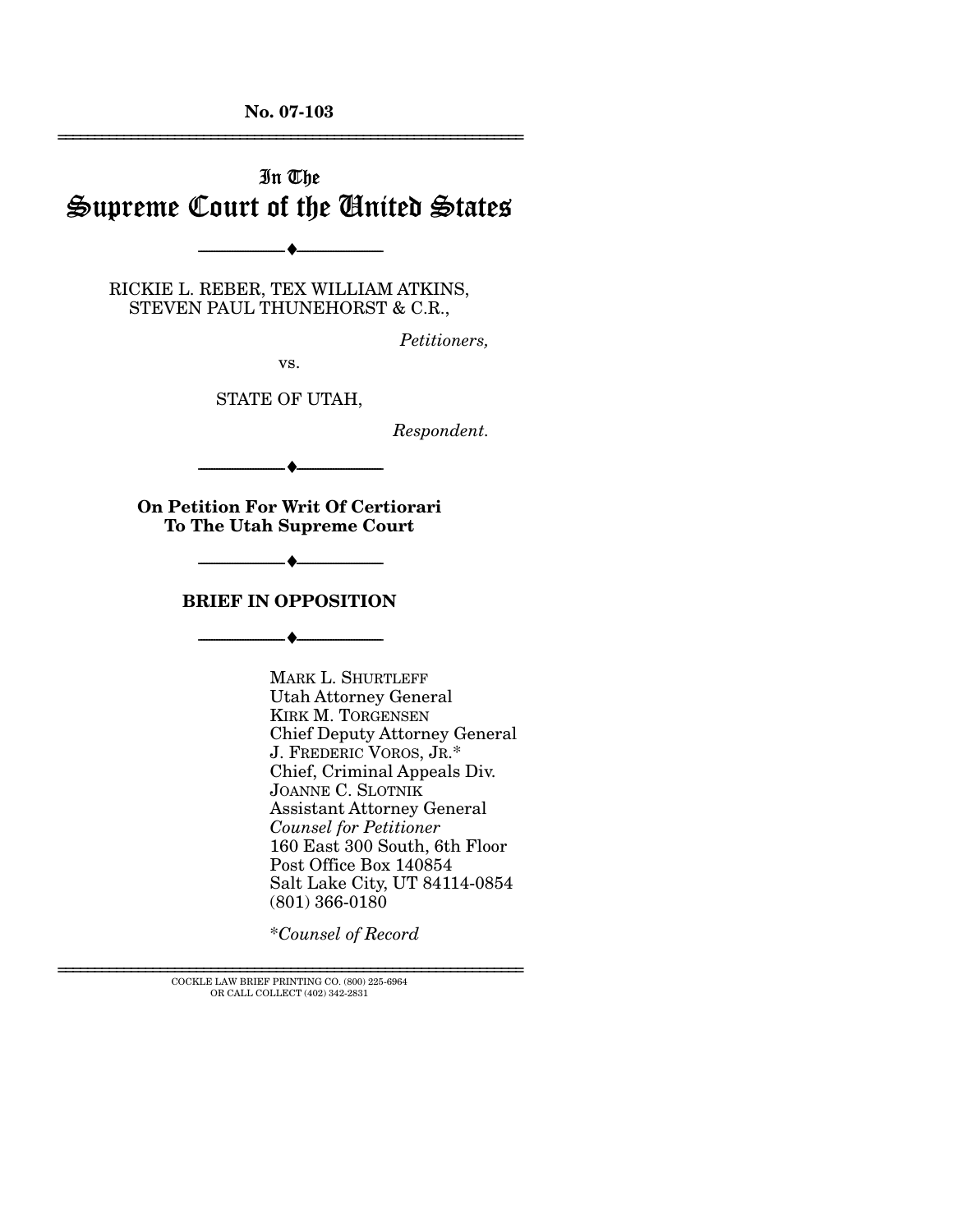**No. 07-103**

---

# In The Supreme Court of the United States

---

RICKIE L. REBER, TEX WILLIAM ATKINS, STEVEN PAUL THUNEHORST & C.R.,

*Petitioners,*

vs.

STATE OF UTAH,

*Respondent.*

---

**On Petition For Writ Of Certiorari To The Utah Supreme Court**

---

## BRIEF IN OPPOSITION

---

MARK L. SHURTLEFF
Utah Attorney General
KIRK M. TORGENSEN
Chief Deputy Attorney General
J. FREDERIC VOROS, JR.*
Chief, Criminal Appeals Div.
JOANNE C. SLOTNIK
Assistant Attorney General
*Counsel for Petitioner*
160 East 300 South, 6th Floor
Post Office Box 140854
Salt Lake City, UT 84114-0854
(801) 366-0180

*\*Counsel of Record*

---

COCKLE LAW BRIEF PRINTING CO. (800) 225-6964
OR CALL COLLECT (402) 342-2831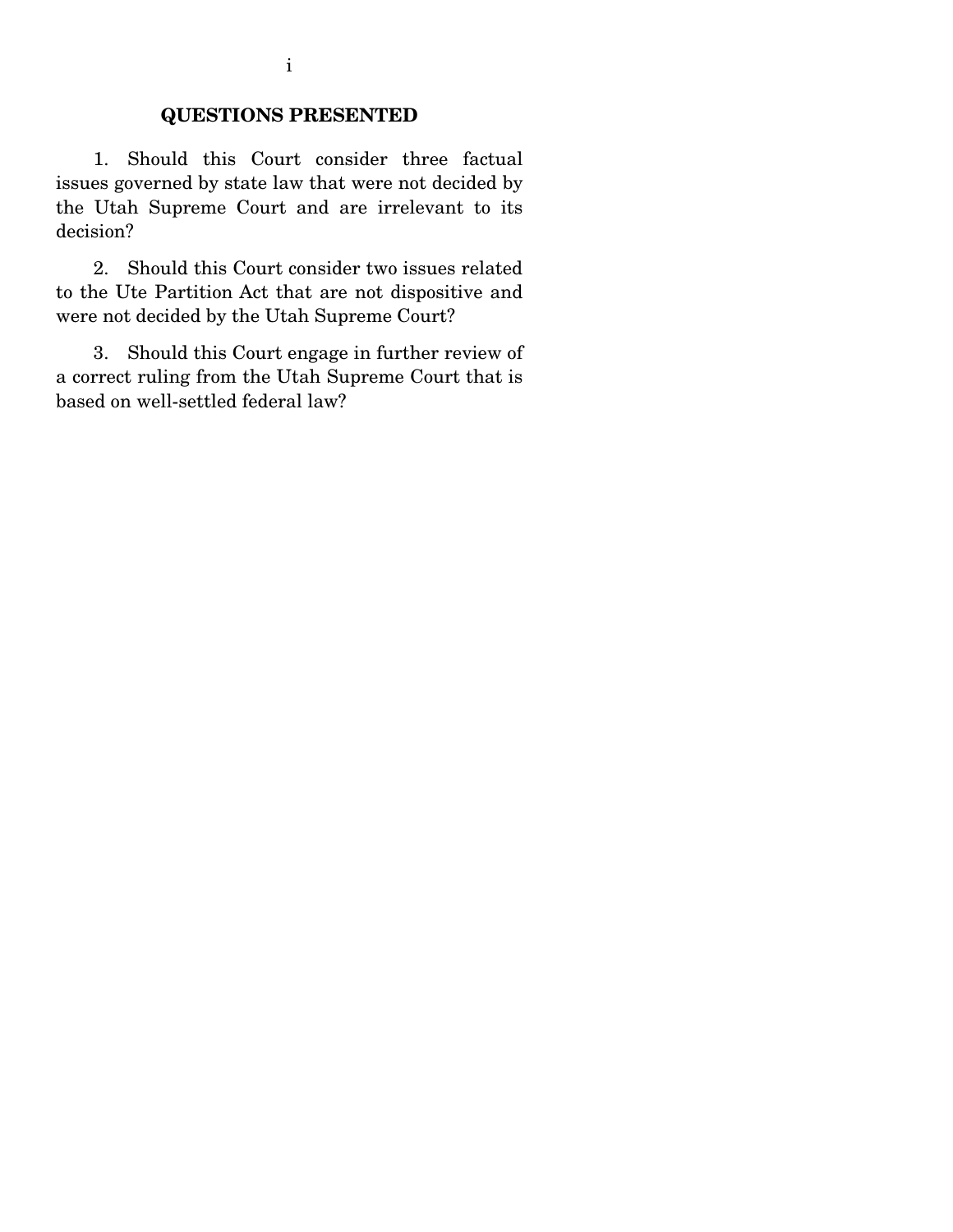## QUESTIONS PRESENTED

1. Should this Court consider three factual issues governed by state law that were not decided by the Utah Supreme Court and are irrelevant to its decision?

2. Should this Court consider two issues related to the Ute Partition Act that are not dispositive and were not decided by the Utah Supreme Court?

3. Should this Court engage in further review of a correct ruling from the Utah Supreme Court that is based on well-settled federal law?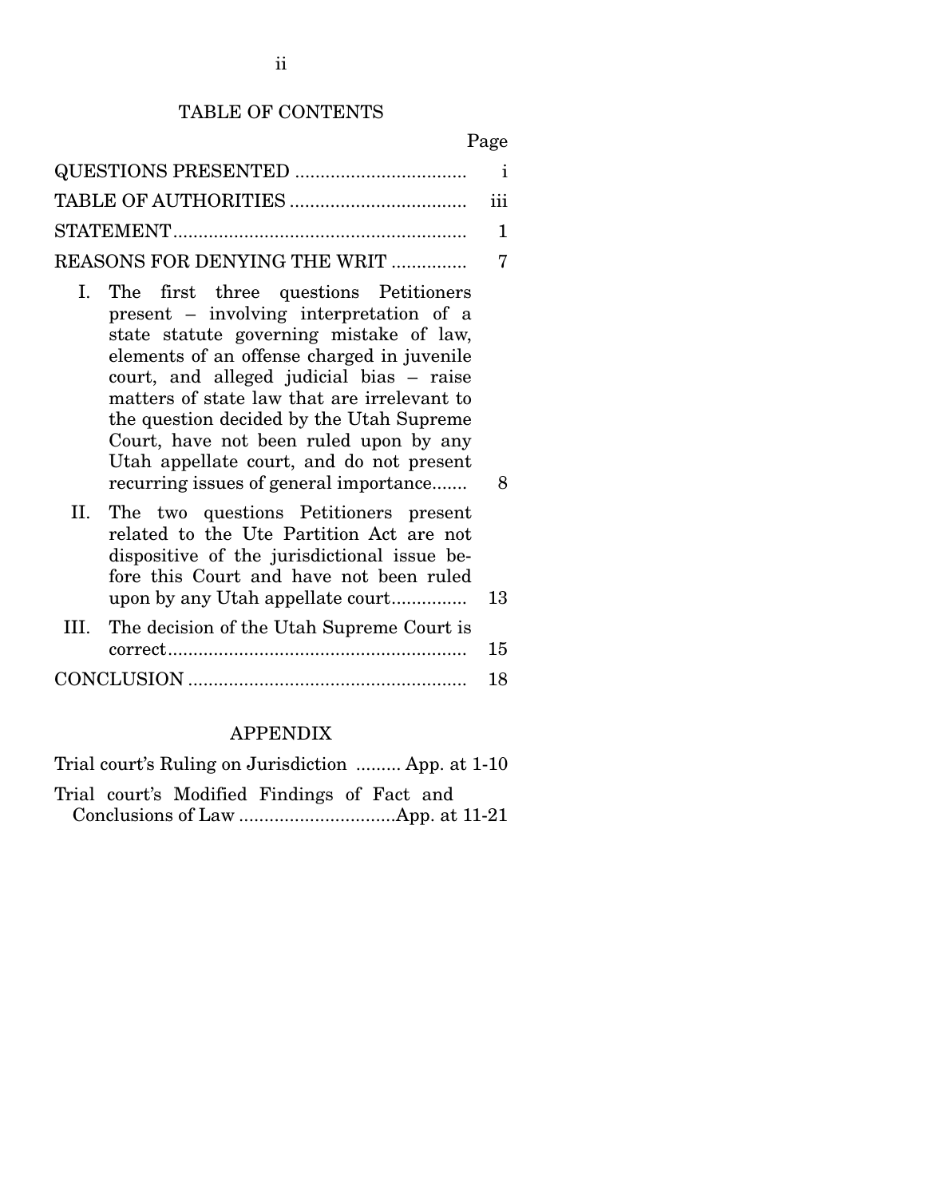## TABLE OF CONTENTS

| | Page |
|---|---|
| QUESTIONS PRESENTED | i |
| TABLE OF AUTHORITIES | iii |
| STATEMENT | 1 |
| REASONS FOR DENYING THE WRIT | 7 |
| I. The first three questions Petitioners present – involving interpretation of a state statute governing mistake of law, elements of an offense charged in juvenile court, and alleged judicial bias – raise matters of state law that are irrelevant to the question decided by the Utah Supreme Court, have not been ruled upon by any Utah appellate court, and do not present recurring issues of general importance | 8 |
| II. The two questions Petitioners present related to the Ute Partition Act are not dispositive of the jurisdictional issue before this Court and have not been ruled upon by any Utah appellate court | 13 |
| III. The decision of the Utah Supreme Court is correct | 15 |
| CONCLUSION | 18 |

## APPENDIX

| | |
|---|---|
| Trial court's Ruling on Jurisdiction | App. at 1-10 |
| Trial court's Modified Findings of Fact and Conclusions of Law | App. at 11-21 |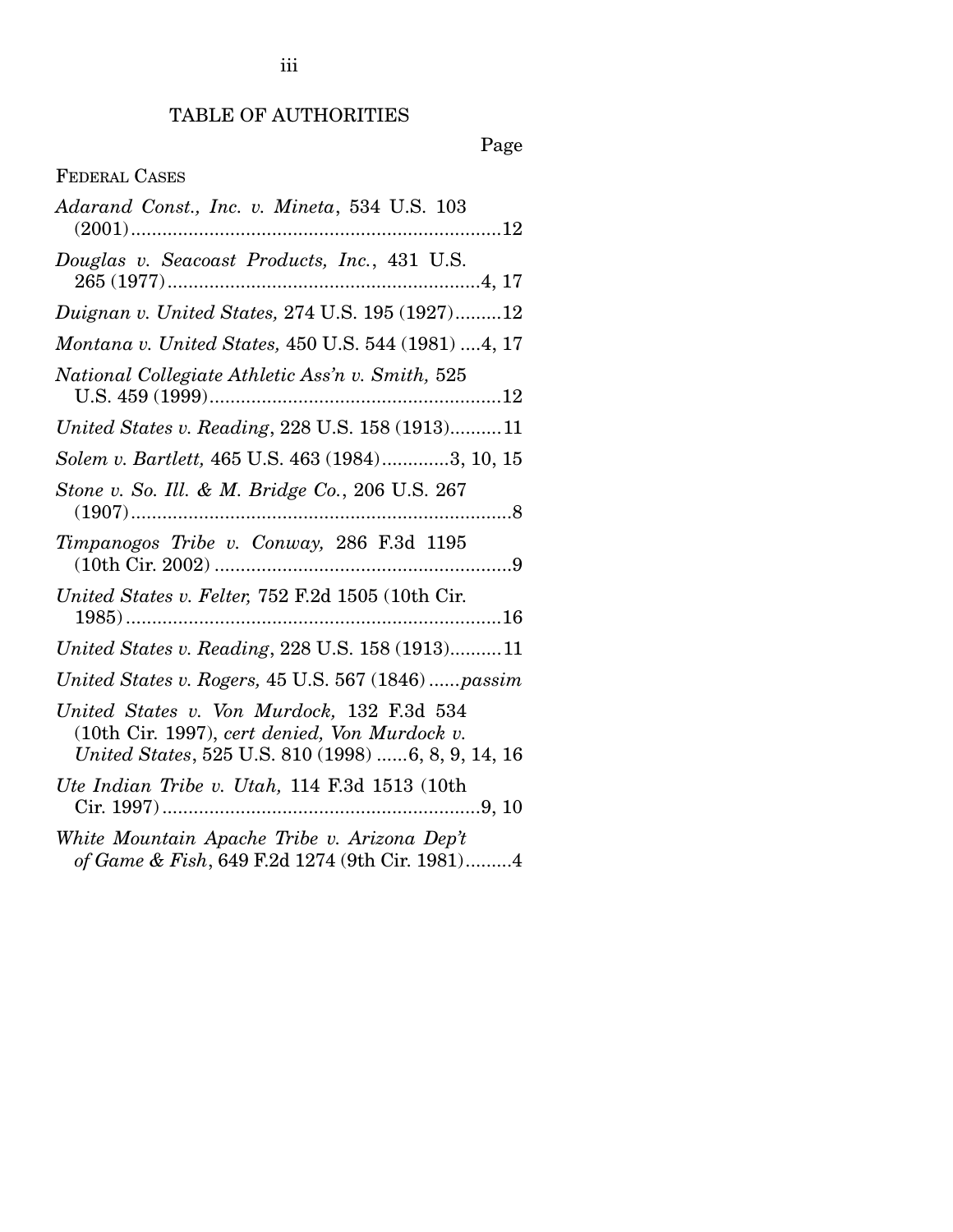## TABLE OF AUTHORITIES

Page

FEDERAL CASES

*Adarand Const., Inc. v. Mineta*, 534 U.S. 103 (2001)....................................................................12

*Douglas v. Seacoast Products, Inc.*, 431 U.S. 265 (1977)..........................................................4, 17

*Duignan v. United States,* 274 U.S. 195 (1927).........12

*Montana v. United States,* 450 U.S. 544 (1981) ....4, 17

*National Collegiate Athletic Ass'n v. Smith,* 525 U.S. 459 (1999)......................................................12

*United States v. Reading*, 228 U.S. 158 (1913)..........11

*Solem v. Bartlett,* 465 U.S. 463 (1984).............3, 10, 15

*Stone v. So. Ill. & M. Bridge Co.*, 206 U.S. 267 (1907).........................................................................8

*Timpanogos Tribe v. Conway,* 286 F.3d 1195 (10th Cir. 2002) .......................................................9

*United States v. Felter,* 752 F.2d 1505 (10th Cir. 1985)......................................................................16

*United States v. Reading*, 228 U.S. 158 (1913)..........11

*United States v. Rogers,* 45 U.S. 567 (1846) ......*passim*

*United States v. Von Murdock,* 132 F.3d 534 (10th Cir. 1997), *cert denied, Von Murdock v. United States*, 525 U.S. 810 (1998) ......6, 8, 9, 14, 16

*Ute Indian Tribe v. Utah,* 114 F.3d 1513 (10th Cir. 1997)...........................................................9, 10

*White Mountain Apache Tribe v. Arizona Dep't of Game & Fish*, 649 F.2d 1274 (9th Cir. 1981).........4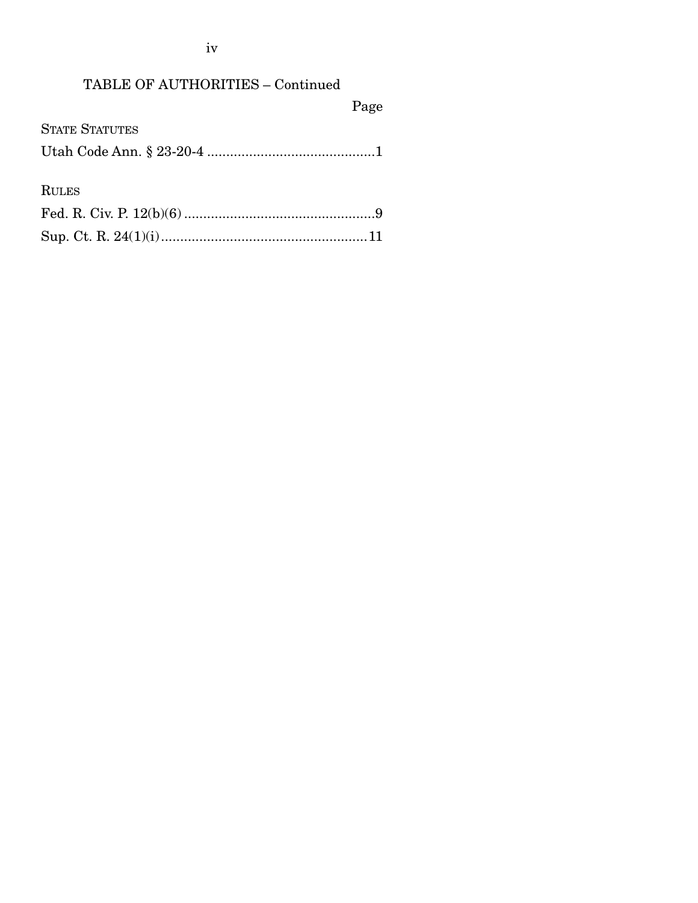TABLE OF AUTHORITIES – Continued

| | Page |
|---|---|
| STATE STATUTES | |
| Utah Code Ann. § 23-20-4 | 1 |
| RULES | |
| Fed. R. Civ. P. 12(b)(6) | 9 |
| Sup. Ct. R. 24(1)(i) | 11 |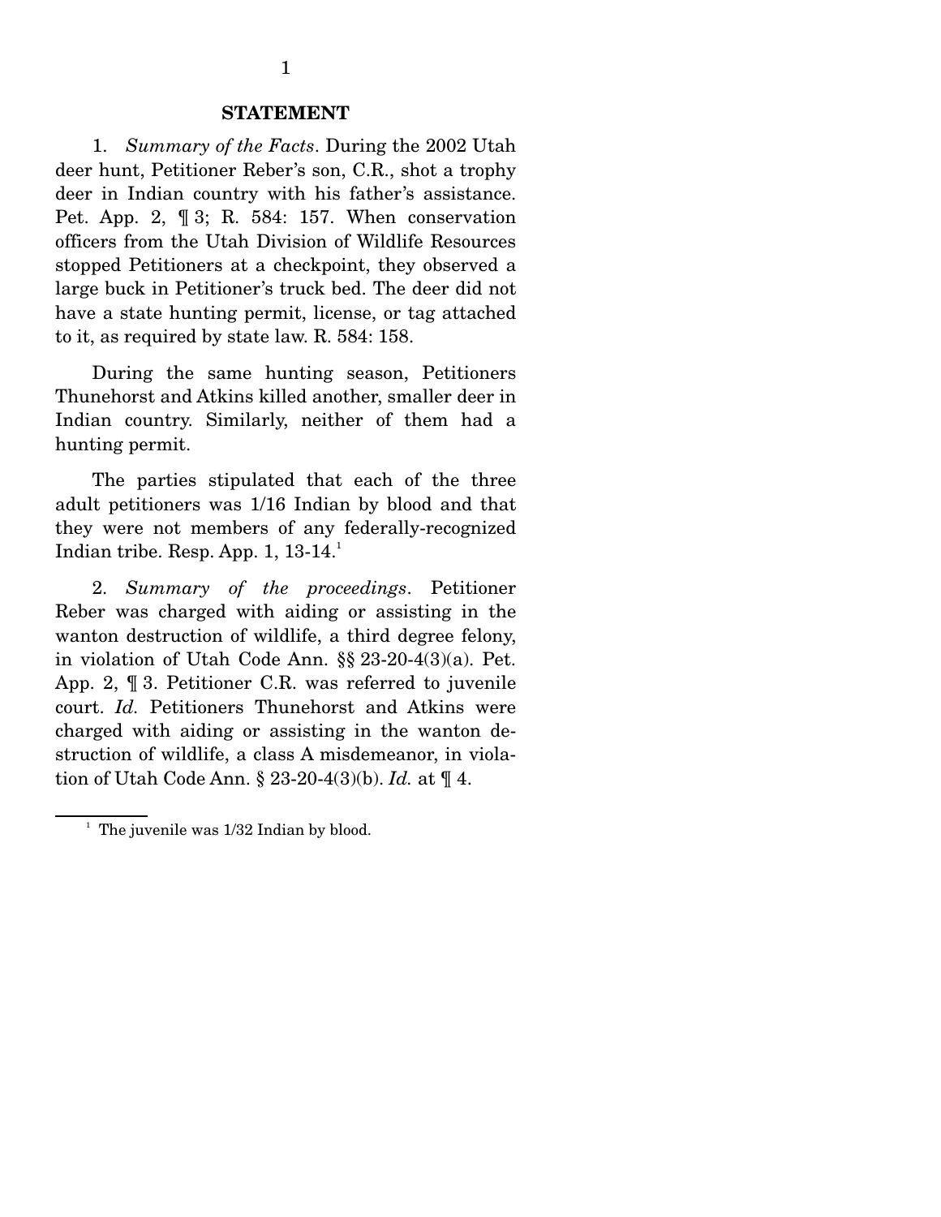## STATEMENT

1. *Summary of the Facts*. During the 2002 Utah deer hunt, Petitioner Reber's son, C.R., shot a trophy deer in Indian country with his father's assistance. Pet. App. 2, ¶ 3; R. 584: 157. When conservation officers from the Utah Division of Wildlife Resources stopped Petitioners at a checkpoint, they observed a large buck in Petitioner's truck bed. The deer did not have a state hunting permit, license, or tag attached to it, as required by state law. R. 584: 158.

During the same hunting season, Petitioners Thunehorst and Atkins killed another, smaller deer in Indian country. Similarly, neither of them had a hunting permit.

The parties stipulated that each of the three adult petitioners was 1/16 Indian by blood and that they were not members of any federally-recognized Indian tribe. Resp. App. 1, 13-14.[1]

2. *Summary of the proceedings*. Petitioner Reber was charged with aiding or assisting in the wanton destruction of wildlife, a third degree felony, in violation of Utah Code Ann. §§ 23-20-4(3)(a). Pet. App. 2, ¶ 3. Petitioner C.R. was referred to juvenile court. *Id.* Petitioners Thunehorst and Atkins were charged with aiding or assisting in the wanton destruction of wildlife, a class A misdemeanor, in violation of Utah Code Ann. § 23-20-4(3)(b). *Id.* at ¶ 4.

---

[1] The juvenile was 1/32 Indian by blood.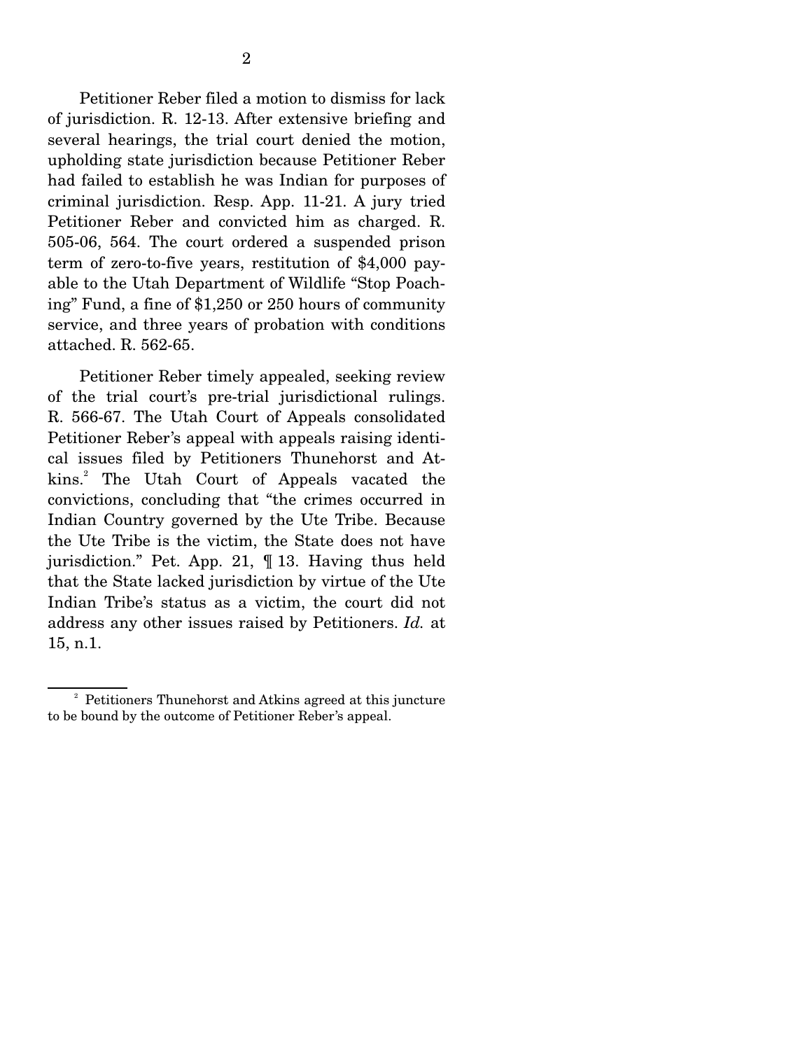Petitioner Reber filed a motion to dismiss for lack of jurisdiction. R. 12-13. After extensive briefing and several hearings, the trial court denied the motion, upholding state jurisdiction because Petitioner Reber had failed to establish he was Indian for purposes of criminal jurisdiction. Resp. App. 11-21. A jury tried Petitioner Reber and convicted him as charged. R. 505-06, 564. The court ordered a suspended prison term of zero-to-five years, restitution of $4,000 payable to the Utah Department of Wildlife "Stop Poaching" Fund, a fine of $1,250 or 250 hours of community service, and three years of probation with conditions attached. R. 562-65.

Petitioner Reber timely appealed, seeking review of the trial court's pre-trial jurisdictional rulings. R. 566-67. The Utah Court of Appeals consolidated Petitioner Reber's appeal with appeals raising identical issues filed by Petitioners Thunehorst and Atkins.[2] The Utah Court of Appeals vacated the convictions, concluding that "the crimes occurred in Indian Country governed by the Ute Tribe. Because the Ute Tribe is the victim, the State does not have jurisdiction." Pet. App. 21, ¶ 13. Having thus held that the State lacked jurisdiction by virtue of the Ute Indian Tribe's status as a victim, the court did not address any other issues raised by Petitioners. *Id.* at 15, n.1.

---

[2] Petitioners Thunehorst and Atkins agreed at this juncture to be bound by the outcome of Petitioner Reber's appeal.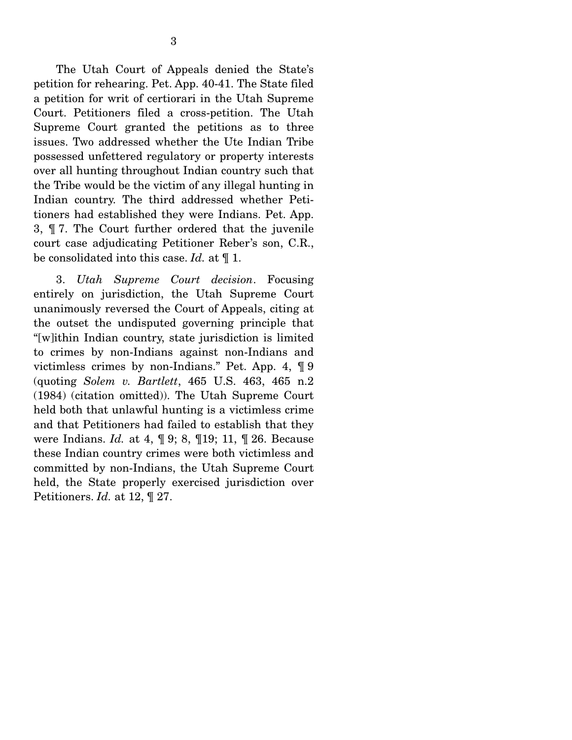The Utah Court of Appeals denied the State's petition for rehearing. Pet. App. 40-41. The State filed a petition for writ of certiorari in the Utah Supreme Court. Petitioners filed a cross-petition. The Utah Supreme Court granted the petitions as to three issues. Two addressed whether the Ute Indian Tribe possessed unfettered regulatory or property interests over all hunting throughout Indian country such that the Tribe would be the victim of any illegal hunting in Indian country. The third addressed whether Petitioners had established they were Indians. Pet. App. 3, ¶ 7. The Court further ordered that the juvenile court case adjudicating Petitioner Reber's son, C.R., be consolidated into this case. *Id.* at ¶ 1.

3. *Utah Supreme Court decision*. Focusing entirely on jurisdiction, the Utah Supreme Court unanimously reversed the Court of Appeals, citing at the outset the undisputed governing principle that "[w]ithin Indian country, state jurisdiction is limited to crimes by non-Indians against non-Indians and victimless crimes by non-Indians." Pet. App. 4, ¶ 9 (quoting *Solem v. Bartlett*, 465 U.S. 463, 465 n.2 (1984) (citation omitted)). The Utah Supreme Court held both that unlawful hunting is a victimless crime and that Petitioners had failed to establish that they were Indians. *Id.* at 4, ¶ 9; 8, ¶19; 11, ¶ 26. Because these Indian country crimes were both victimless and committed by non-Indians, the Utah Supreme Court held, the State properly exercised jurisdiction over Petitioners. *Id.* at 12, ¶ 27.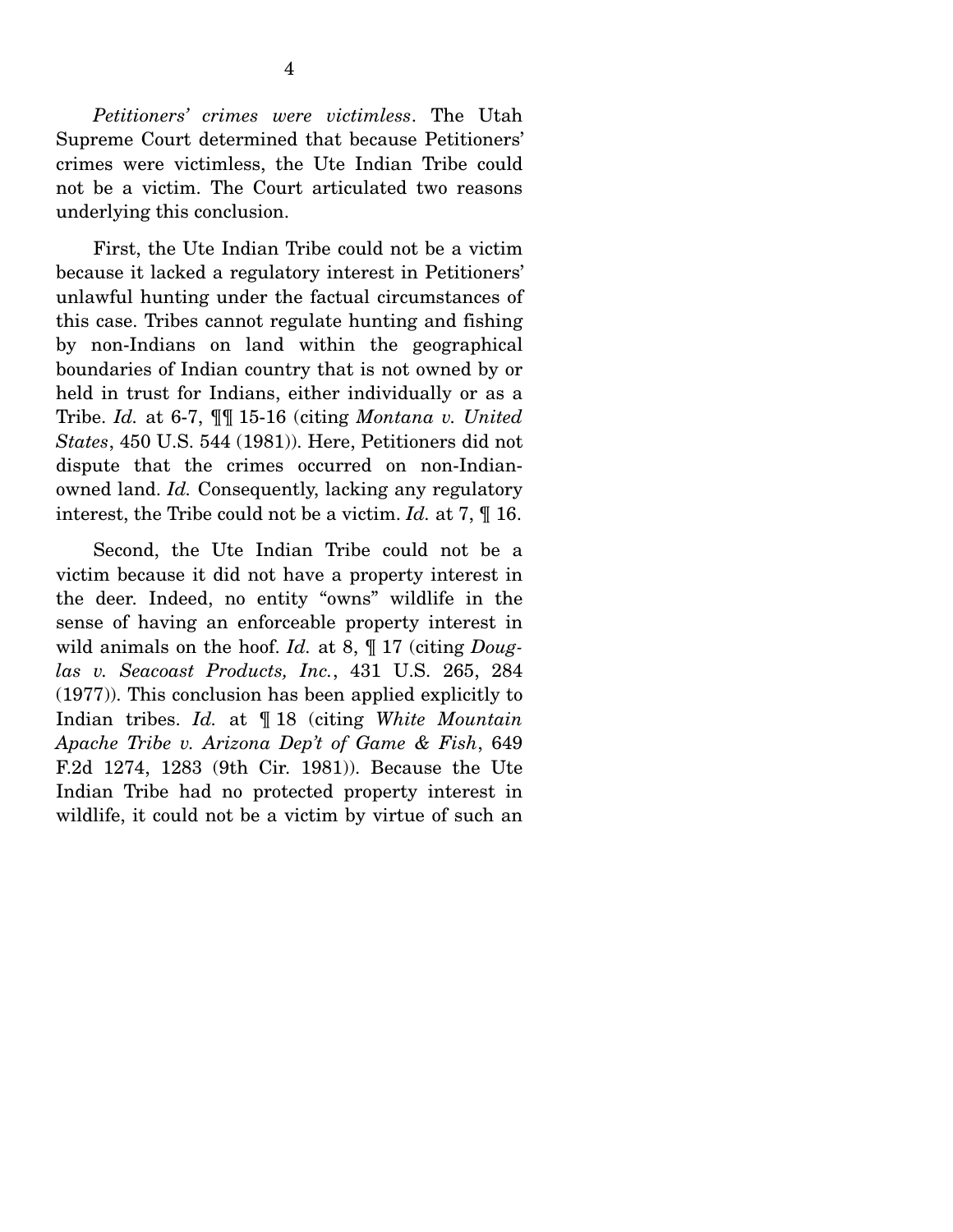*Petitioners' crimes were victimless*. The Utah Supreme Court determined that because Petitioners' crimes were victimless, the Ute Indian Tribe could not be a victim. The Court articulated two reasons underlying this conclusion.

First, the Ute Indian Tribe could not be a victim because it lacked a regulatory interest in Petitioners' unlawful hunting under the factual circumstances of this case. Tribes cannot regulate hunting and fishing by non-Indians on land within the geographical boundaries of Indian country that is not owned by or held in trust for Indians, either individually or as a Tribe. *Id.* at 6-7, ¶¶ 15-16 (citing *Montana v. United States*, 450 U.S. 544 (1981)). Here, Petitioners did not dispute that the crimes occurred on non-Indian-owned land. *Id.* Consequently, lacking any regulatory interest, the Tribe could not be a victim. *Id.* at 7, ¶ 16.

Second, the Ute Indian Tribe could not be a victim because it did not have a property interest in the deer. Indeed, no entity "owns" wildlife in the sense of having an enforceable property interest in wild animals on the hoof. *Id.* at 8, ¶ 17 (citing *Douglas v. Seacoast Products, Inc.*, 431 U.S. 265, 284 (1977)). This conclusion has been applied explicitly to Indian tribes. *Id.* at ¶ 18 (citing *White Mountain Apache Tribe v. Arizona Dep't of Game & Fish*, 649 F.2d 1274, 1283 (9th Cir. 1981)). Because the Ute Indian Tribe had no protected property interest in wildlife, it could not be a victim by virtue of such an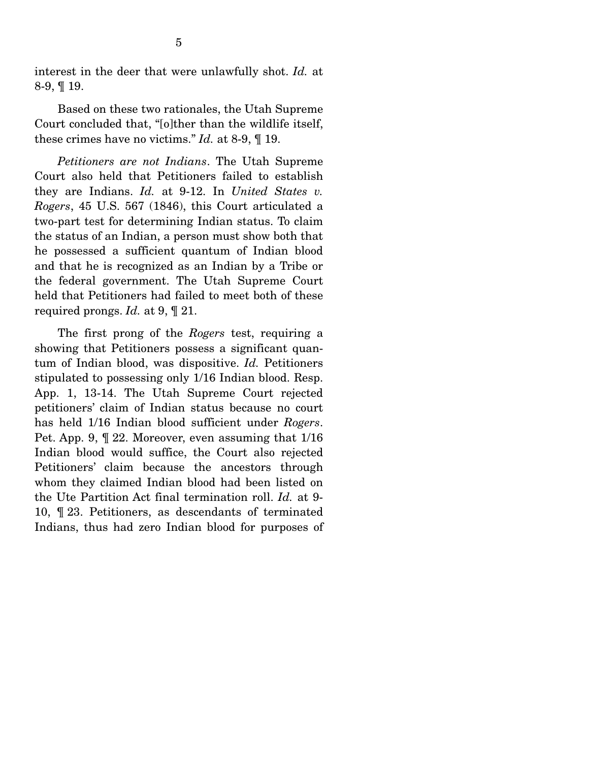interest in the deer that were unlawfully shot. *Id.* at 8-9, ¶ 19.

Based on these two rationales, the Utah Supreme Court concluded that, "[o]ther than the wildlife itself, these crimes have no victims." *Id.* at 8-9, ¶ 19.

*Petitioners are not Indians*. The Utah Supreme Court also held that Petitioners failed to establish they are Indians. *Id.* at 9-12. In *United States v. Rogers*, 45 U.S. 567 (1846), this Court articulated a two-part test for determining Indian status. To claim the status of an Indian, a person must show both that he possessed a sufficient quantum of Indian blood and that he is recognized as an Indian by a Tribe or the federal government. The Utah Supreme Court held that Petitioners had failed to meet both of these required prongs. *Id.* at 9, ¶ 21.

The first prong of the *Rogers* test, requiring a showing that Petitioners possess a significant quantum of Indian blood, was dispositive. *Id.* Petitioners stipulated to possessing only 1/16 Indian blood. Resp. App. 1, 13-14. The Utah Supreme Court rejected petitioners' claim of Indian status because no court has held 1/16 Indian blood sufficient under *Rogers*. Pet. App. 9, ¶ 22. Moreover, even assuming that 1/16 Indian blood would suffice, the Court also rejected Petitioners' claim because the ancestors through whom they claimed Indian blood had been listed on the Ute Partition Act final termination roll. *Id.* at 9-10, ¶ 23. Petitioners, as descendants of terminated Indians, thus had zero Indian blood for purposes of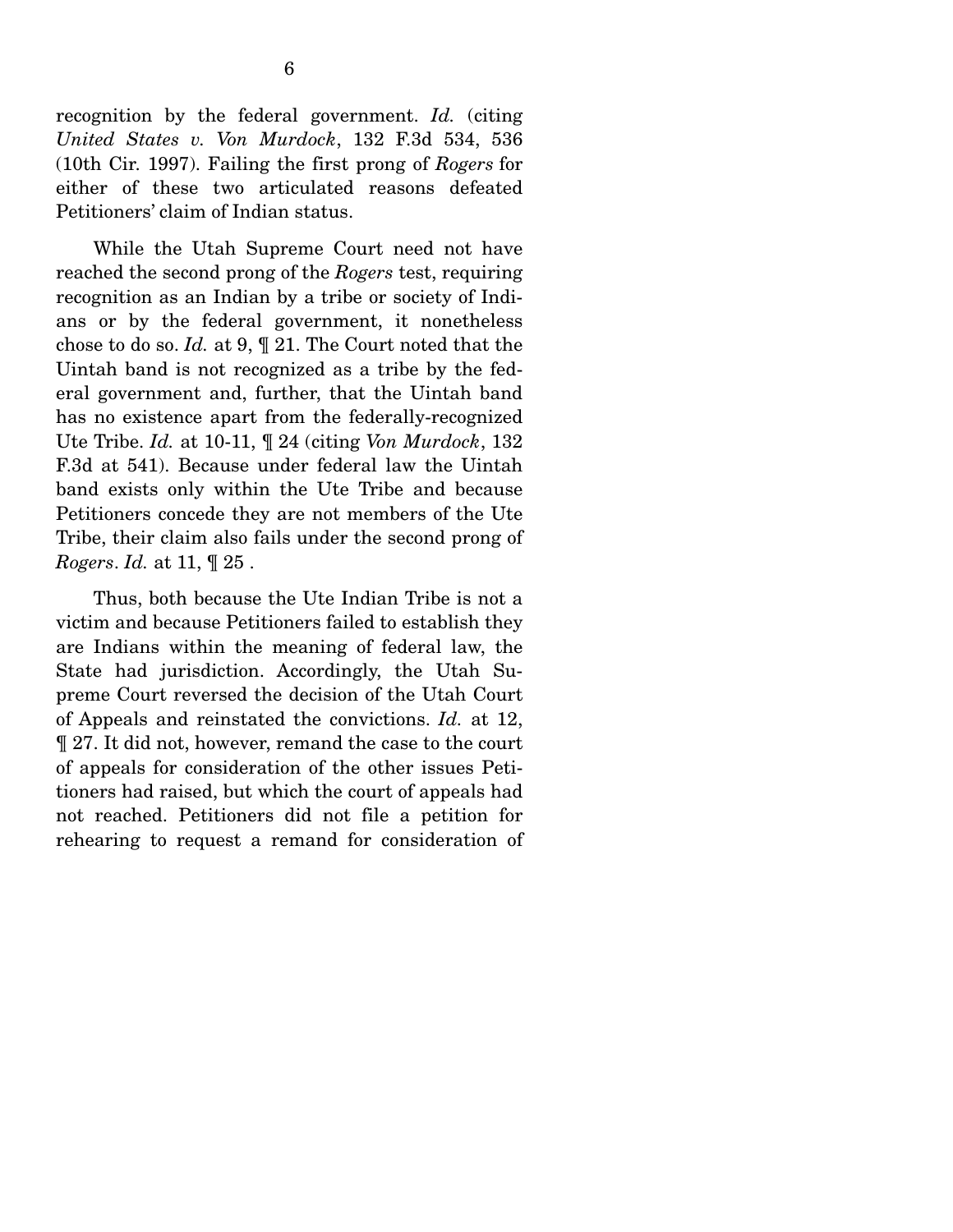recognition by the federal government. *Id.* (citing *United States v. Von Murdock*, 132 F.3d 534, 536 (10th Cir. 1997). Failing the first prong of *Rogers* for either of these two articulated reasons defeated Petitioners' claim of Indian status.

While the Utah Supreme Court need not have reached the second prong of the *Rogers* test, requiring recognition as an Indian by a tribe or society of Indians or by the federal government, it nonetheless chose to do so. *Id.* at 9, ¶ 21. The Court noted that the Uintah band is not recognized as a tribe by the federal government and, further, that the Uintah band has no existence apart from the federally-recognized Ute Tribe. *Id.* at 10-11, ¶ 24 (citing *Von Murdock*, 132 F.3d at 541). Because under federal law the Uintah band exists only within the Ute Tribe and because Petitioners concede they are not members of the Ute Tribe, their claim also fails under the second prong of *Rogers*. *Id.* at 11, ¶ 25 .

Thus, both because the Ute Indian Tribe is not a victim and because Petitioners failed to establish they are Indians within the meaning of federal law, the State had jurisdiction. Accordingly, the Utah Supreme Court reversed the decision of the Utah Court of Appeals and reinstated the convictions. *Id.* at 12, ¶ 27. It did not, however, remand the case to the court of appeals for consideration of the other issues Petitioners had raised, but which the court of appeals had not reached. Petitioners did not file a petition for rehearing to request a remand for consideration of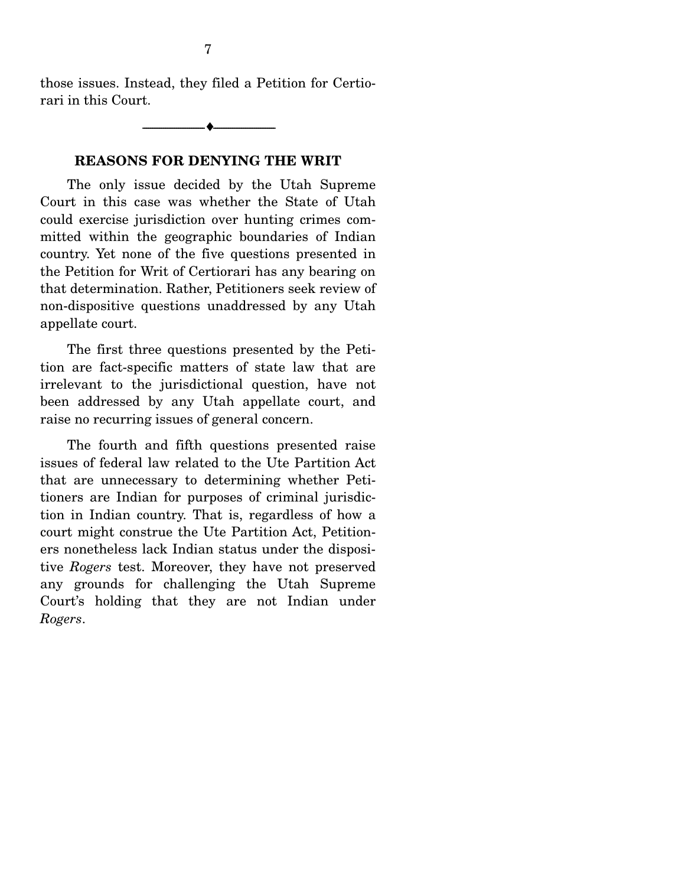those issues. Instead, they filed a Petition for Certiorari in this Court.

---

## REASONS FOR DENYING THE WRIT

The only issue decided by the Utah Supreme Court in this case was whether the State of Utah could exercise jurisdiction over hunting crimes committed within the geographic boundaries of Indian country. Yet none of the five questions presented in the Petition for Writ of Certiorari has any bearing on that determination. Rather, Petitioners seek review of non-dispositive questions unaddressed by any Utah appellate court.

The first three questions presented by the Petition are fact-specific matters of state law that are irrelevant to the jurisdictional question, have not been addressed by any Utah appellate court, and raise no recurring issues of general concern.

The fourth and fifth questions presented raise issues of federal law related to the Ute Partition Act that are unnecessary to determining whether Petitioners are Indian for purposes of criminal jurisdiction in Indian country. That is, regardless of how a court might construe the Ute Partition Act, Petitioners nonetheless lack Indian status under the dispositive *Rogers* test. Moreover, they have not preserved any grounds for challenging the Utah Supreme Court's holding that they are not Indian under *Rogers*.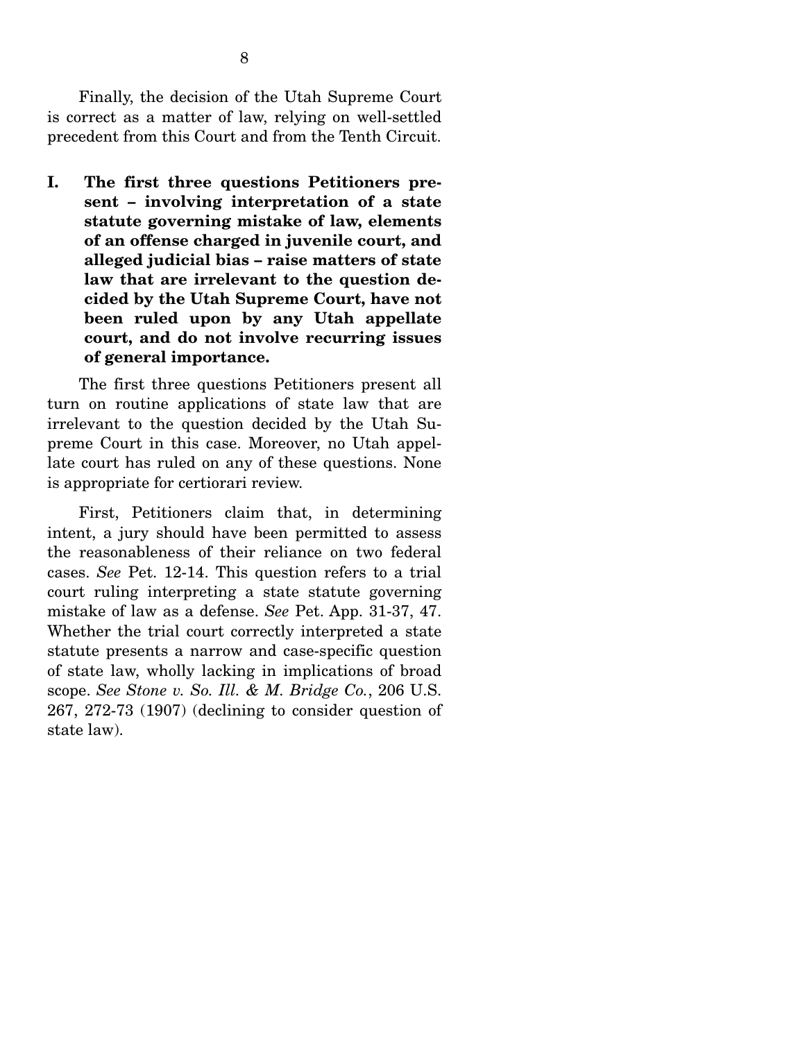Finally, the decision of the Utah Supreme Court is correct as a matter of law, relying on well-settled precedent from this Court and from the Tenth Circuit.

## I. The first three questions Petitioners present – involving interpretation of a state statute governing mistake of law, elements of an offense charged in juvenile court, and alleged judicial bias – raise matters of state law that are irrelevant to the question decided by the Utah Supreme Court, have not been ruled upon by any Utah appellate court, and do not involve recurring issues of general importance.

The first three questions Petitioners present all turn on routine applications of state law that are irrelevant to the question decided by the Utah Supreme Court in this case. Moreover, no Utah appellate court has ruled on any of these questions. None is appropriate for certiorari review.

First, Petitioners claim that, in determining intent, a jury should have been permitted to assess the reasonableness of their reliance on two federal cases. *See* Pet. 12-14. This question refers to a trial court ruling interpreting a state statute governing mistake of law as a defense. *See* Pet. App. 31-37, 47. Whether the trial court correctly interpreted a state statute presents a narrow and case-specific question of state law, wholly lacking in implications of broad scope. *See Stone v. So. Ill. & M. Bridge Co.*, 206 U.S. 267, 272-73 (1907) (declining to consider question of state law).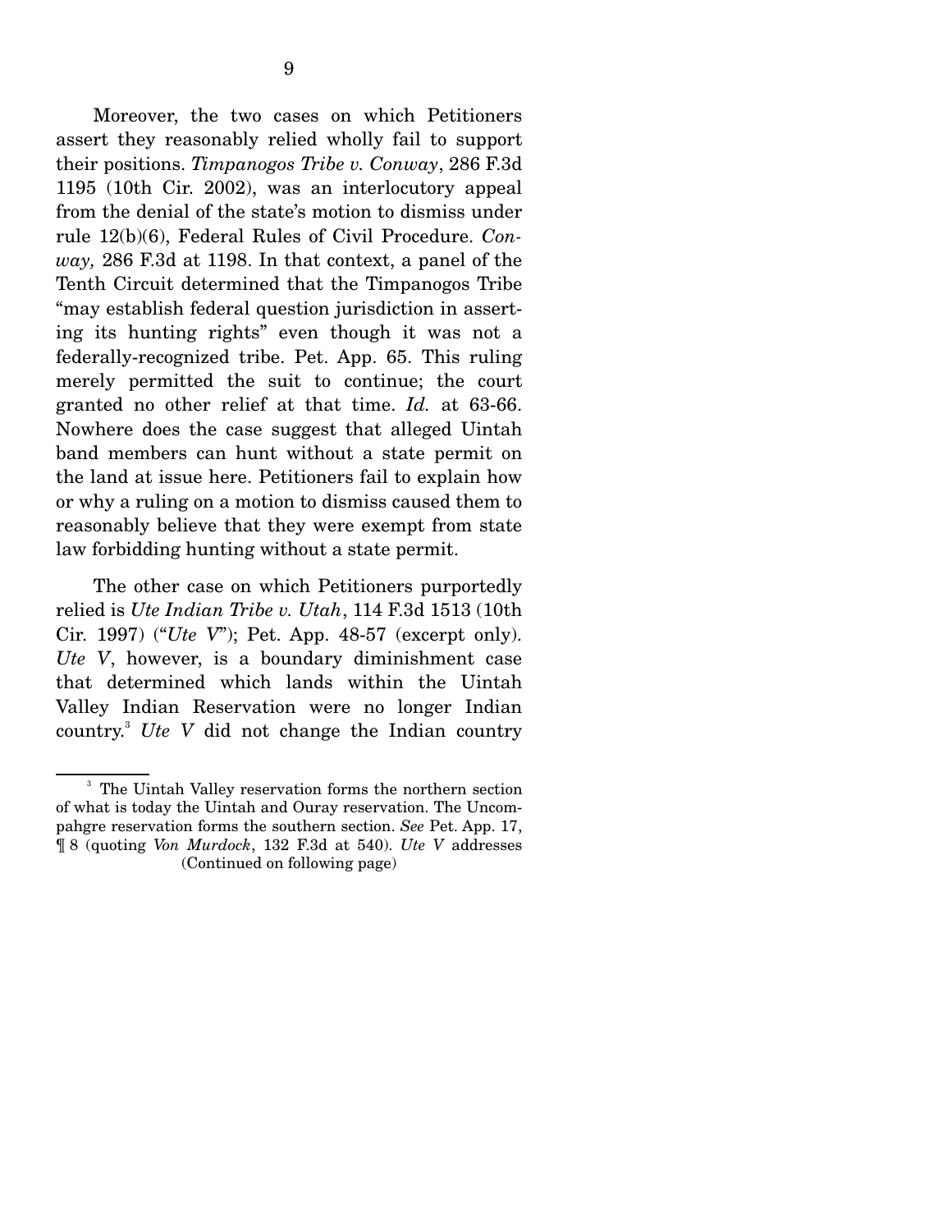Moreover, the two cases on which Petitioners assert they reasonably relied wholly fail to support their positions. *Timpanogos Tribe v. Conway*, 286 F.3d 1195 (10th Cir. 2002), was an interlocutory appeal from the denial of the state's motion to dismiss under rule 12(b)(6), Federal Rules of Civil Procedure. *Conway,* 286 F.3d at 1198. In that context, a panel of the Tenth Circuit determined that the Timpanogos Tribe "may establish federal question jurisdiction in asserting its hunting rights" even though it was not a federally-recognized tribe. Pet. App. 65. This ruling merely permitted the suit to continue; the court granted no other relief at that time. *Id.* at 63-66. Nowhere does the case suggest that alleged Uintah band members can hunt without a state permit on the land at issue here. Petitioners fail to explain how or why a ruling on a motion to dismiss caused them to reasonably believe that they were exempt from state law forbidding hunting without a state permit.

The other case on which Petitioners purportedly relied is *Ute Indian Tribe v. Utah*, 114 F.3d 1513 (10th Cir. 1997) ("*Ute V*"); Pet. App. 48-57 (excerpt only). *Ute V*, however, is a boundary diminishment case that determined which lands within the Uintah Valley Indian Reservation were no longer Indian country.[3] *Ute V* did not change the Indian country

[3] The Uintah Valley reservation forms the northern section of what is today the Uintah and Ouray reservation. The Uncompahgre reservation forms the southern section. *See* Pet. App. 17, ¶ 8 (quoting *Von Murdock*, 132 F.3d at 540). *Ute V* addresses (Continued on following page)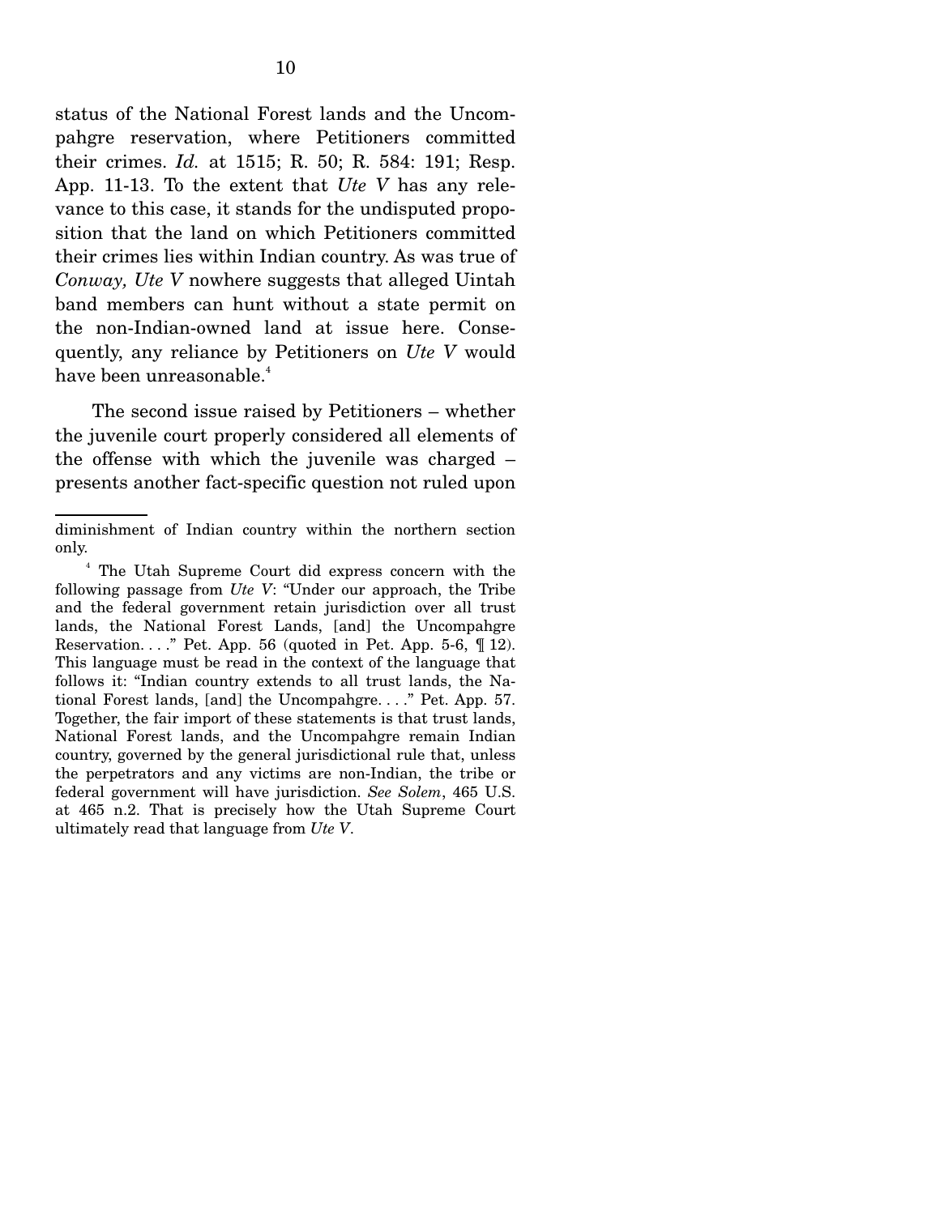status of the National Forest lands and the Uncompahgre reservation, where Petitioners committed their crimes. *Id.* at 1515; R. 50; R. 584: 191; Resp. App. 11-13. To the extent that *Ute V* has any relevance to this case, it stands for the undisputed proposition that the land on which Petitioners committed their crimes lies within Indian country. As was true of *Conway, Ute V* nowhere suggests that alleged Uintah band members can hunt without a state permit on the non-Indian-owned land at issue here. Consequently, any reliance by Petitioners on *Ute V* would have been unreasonable.[4]

The second issue raised by Petitioners – whether the juvenile court properly considered all elements of the offense with which the juvenile was charged – presents another fact-specific question not ruled upon

---

diminishment of Indian country within the northern section only.

[4] The Utah Supreme Court did express concern with the following passage from *Ute V*: "Under our approach, the Tribe and the federal government retain jurisdiction over all trust lands, the National Forest Lands, [and] the Uncompahgre Reservation. . . ." Pet. App. 56 (quoted in Pet. App. 5-6, ¶ 12). This language must be read in the context of the language that follows it: "Indian country extends to all trust lands, the National Forest lands, [and] the Uncompahgre. . . ." Pet. App. 57. Together, the fair import of these statements is that trust lands, National Forest lands, and the Uncompahgre remain Indian country, governed by the general jurisdictional rule that, unless the perpetrators and any victims are non-Indian, the tribe or federal government will have jurisdiction. *See Solem*, 465 U.S. at 465 n.2. That is precisely how the Utah Supreme Court ultimately read that language from *Ute V*.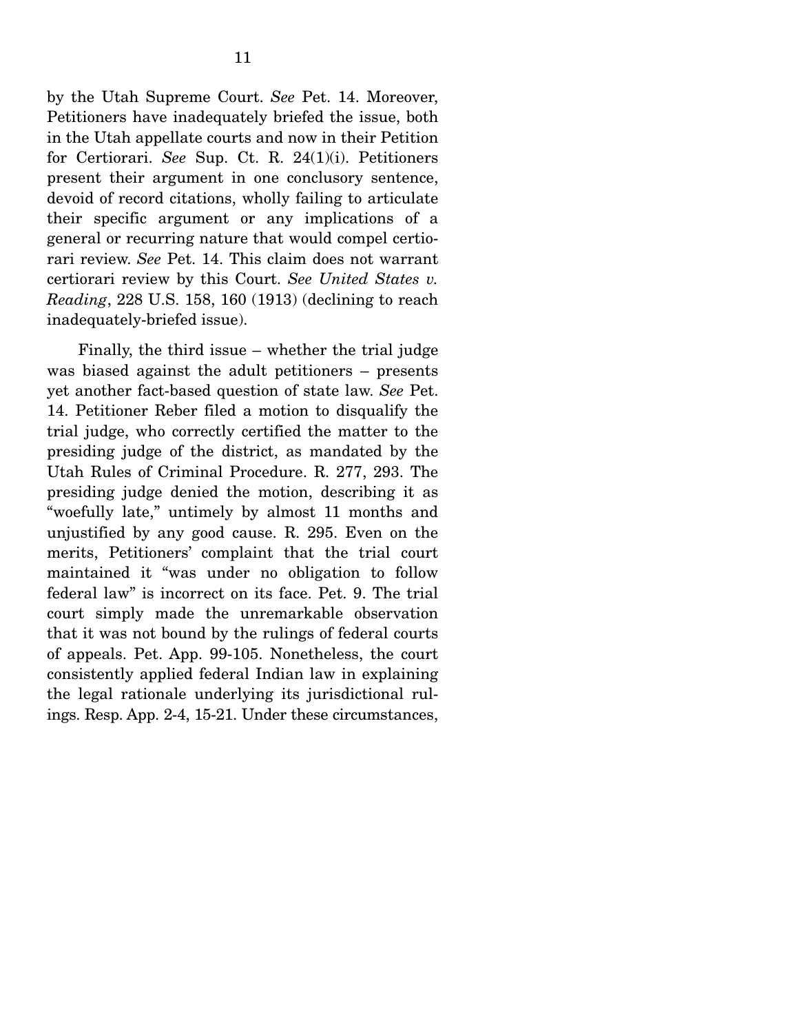by the Utah Supreme Court. *See* Pet. 14. Moreover, Petitioners have inadequately briefed the issue, both in the Utah appellate courts and now in their Petition for Certiorari. *See* Sup. Ct. R. 24(1)(i). Petitioners present their argument in one conclusory sentence, devoid of record citations, wholly failing to articulate their specific argument or any implications of a general or recurring nature that would compel certiorari review. *See* Pet. 14. This claim does not warrant certiorari review by this Court. *See United States v. Reading*, 228 U.S. 158, 160 (1913) (declining to reach inadequately-briefed issue).

Finally, the third issue – whether the trial judge was biased against the adult petitioners – presents yet another fact-based question of state law. *See* Pet. 14. Petitioner Reber filed a motion to disqualify the trial judge, who correctly certified the matter to the presiding judge of the district, as mandated by the Utah Rules of Criminal Procedure. R. 277, 293. The presiding judge denied the motion, describing it as "woefully late," untimely by almost 11 months and unjustified by any good cause. R. 295. Even on the merits, Petitioners' complaint that the trial court maintained it "was under no obligation to follow federal law" is incorrect on its face. Pet. 9. The trial court simply made the unremarkable observation that it was not bound by the rulings of federal courts of appeals. Pet. App. 99-105. Nonetheless, the court consistently applied federal Indian law in explaining the legal rationale underlying its jurisdictional rulings. Resp. App. 2-4, 15-21. Under these circumstances,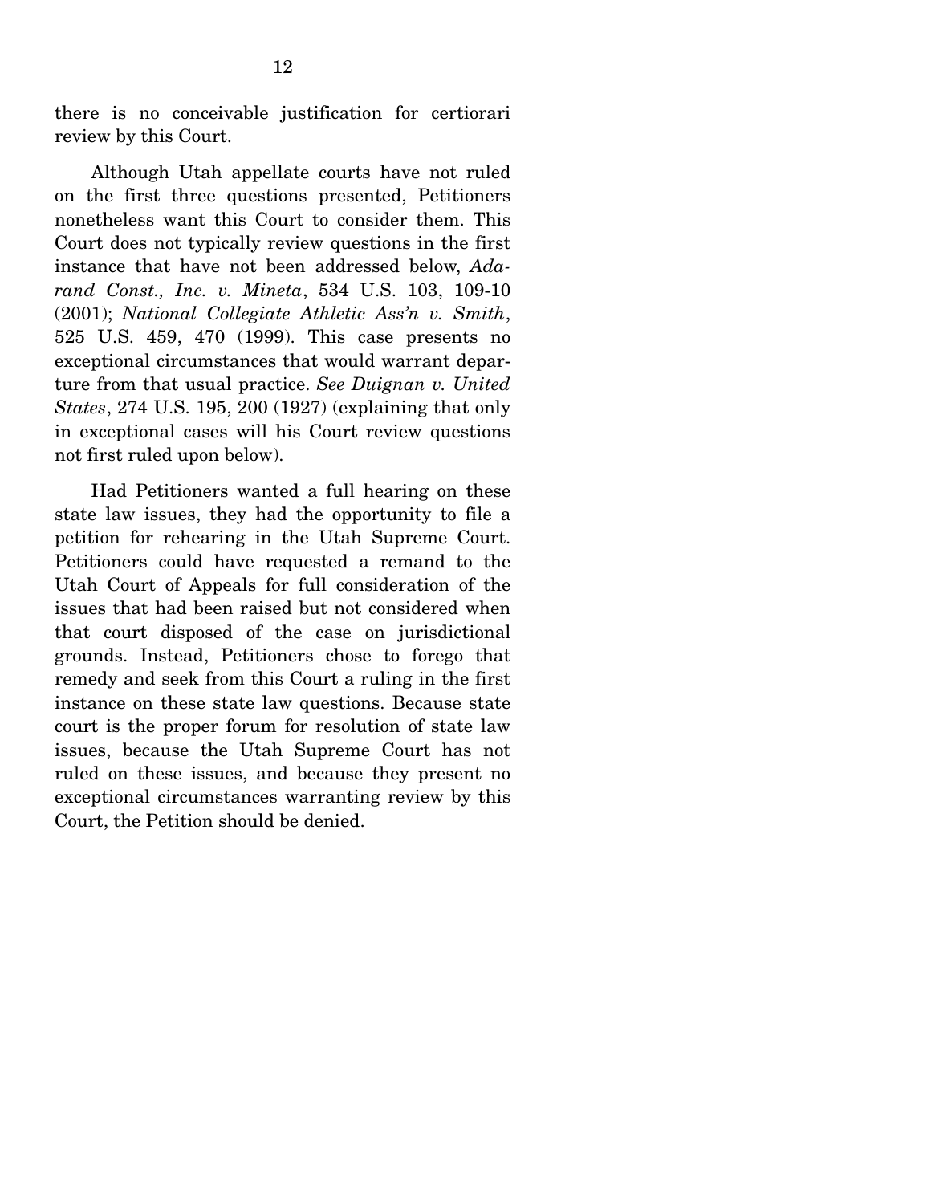there is no conceivable justification for certiorari review by this Court.

Although Utah appellate courts have not ruled on the first three questions presented, Petitioners nonetheless want this Court to consider them. This Court does not typically review questions in the first instance that have not been addressed below, *Adarand Const., Inc. v. Mineta*, 534 U.S. 103, 109-10 (2001); *National Collegiate Athletic Ass'n v. Smith*, 525 U.S. 459, 470 (1999). This case presents no exceptional circumstances that would warrant departure from that usual practice. *See Duignan v. United States*, 274 U.S. 195, 200 (1927) (explaining that only in exceptional cases will his Court review questions not first ruled upon below).

Had Petitioners wanted a full hearing on these state law issues, they had the opportunity to file a petition for rehearing in the Utah Supreme Court. Petitioners could have requested a remand to the Utah Court of Appeals for full consideration of the issues that had been raised but not considered when that court disposed of the case on jurisdictional grounds. Instead, Petitioners chose to forego that remedy and seek from this Court a ruling in the first instance on these state law questions. Because state court is the proper forum for resolution of state law issues, because the Utah Supreme Court has not ruled on these issues, and because they present no exceptional circumstances warranting review by this Court, the Petition should be denied.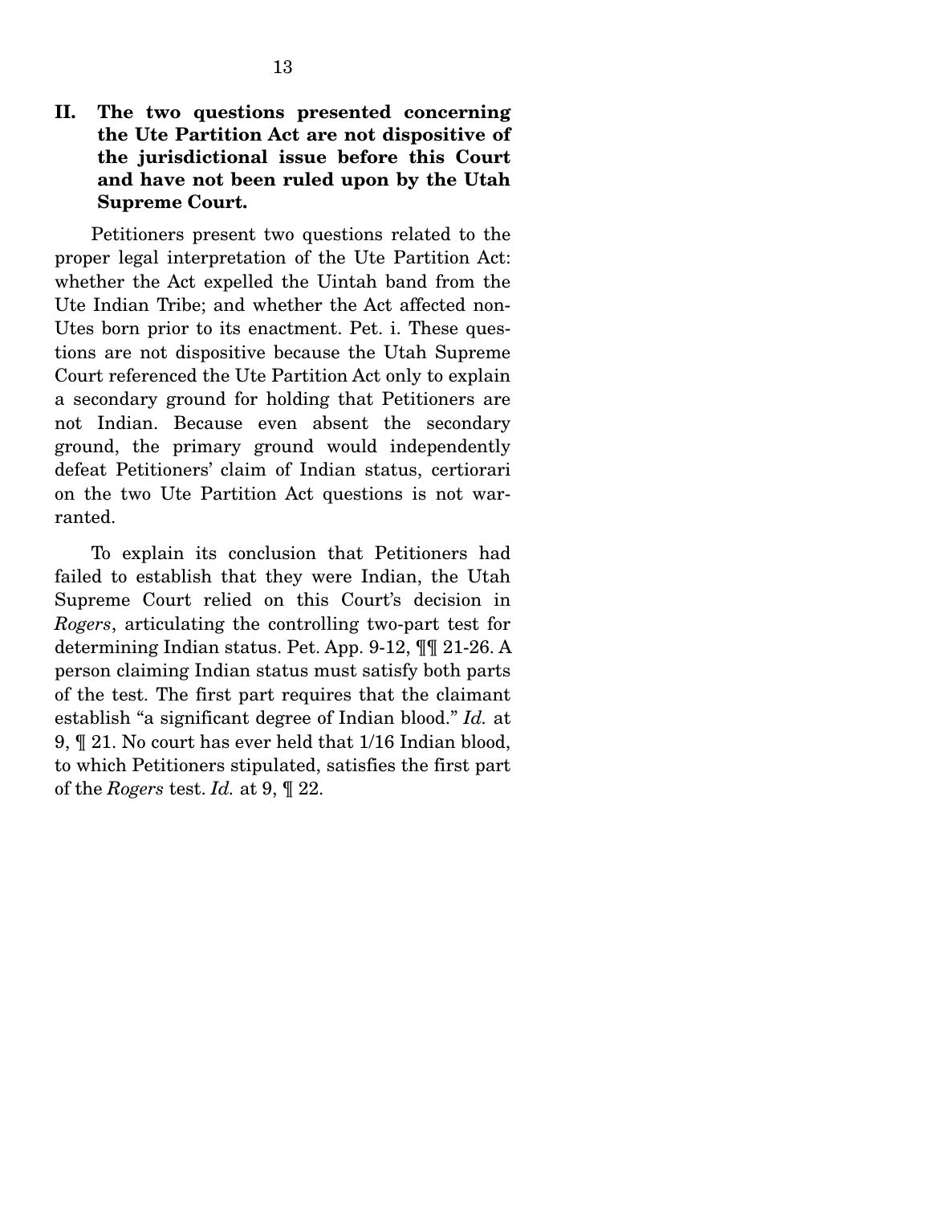## II. The two questions presented concerning the Ute Partition Act are not dispositive of the jurisdictional issue before this Court and have not been ruled upon by the Utah Supreme Court.

Petitioners present two questions related to the proper legal interpretation of the Ute Partition Act: whether the Act expelled the Uintah band from the Ute Indian Tribe; and whether the Act affected non-Utes born prior to its enactment. Pet. i. These questions are not dispositive because the Utah Supreme Court referenced the Ute Partition Act only to explain a secondary ground for holding that Petitioners are not Indian. Because even absent the secondary ground, the primary ground would independently defeat Petitioners' claim of Indian status, certiorari on the two Ute Partition Act questions is not warranted.

To explain its conclusion that Petitioners had failed to establish that they were Indian, the Utah Supreme Court relied on this Court's decision in *Rogers*, articulating the controlling two-part test for determining Indian status. Pet. App. 9-12, ¶¶ 21-26. A person claiming Indian status must satisfy both parts of the test. The first part requires that the claimant establish "a significant degree of Indian blood." *Id.* at 9, ¶ 21. No court has ever held that 1/16 Indian blood, to which Petitioners stipulated, satisfies the first part of the *Rogers* test. *Id.* at 9, ¶ 22.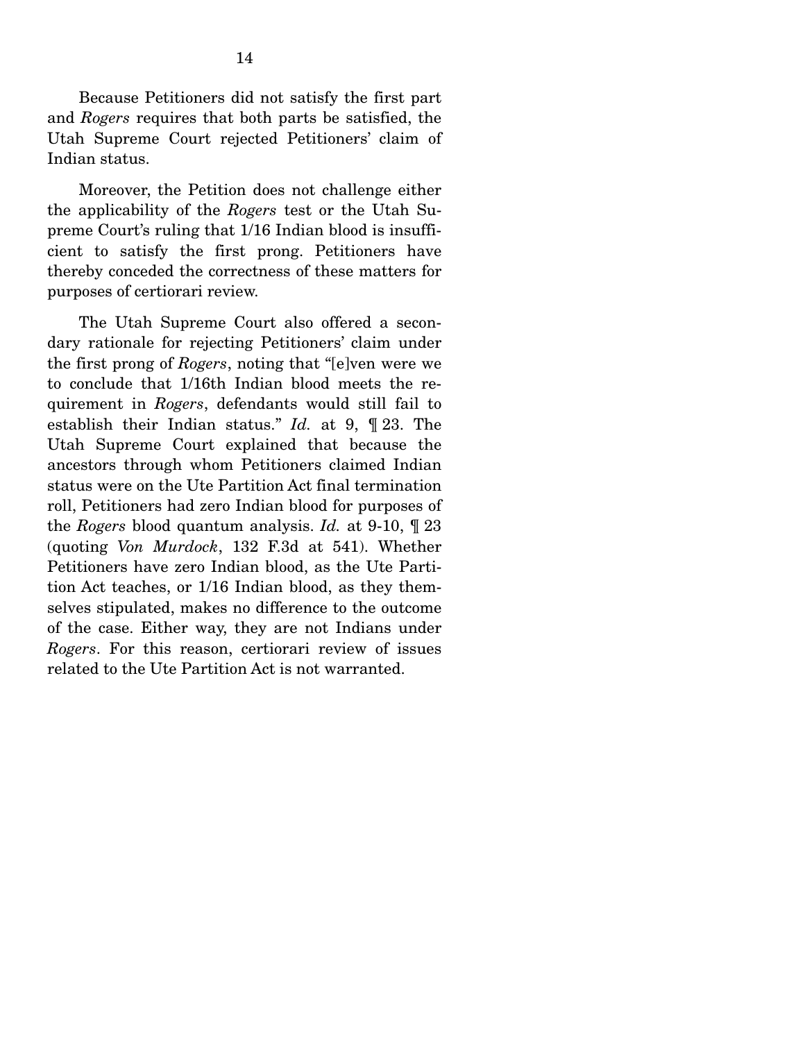Because Petitioners did not satisfy the first part and *Rogers* requires that both parts be satisfied, the Utah Supreme Court rejected Petitioners' claim of Indian status.

Moreover, the Petition does not challenge either the applicability of the *Rogers* test or the Utah Supreme Court's ruling that 1/16 Indian blood is insufficient to satisfy the first prong. Petitioners have thereby conceded the correctness of these matters for purposes of certiorari review.

The Utah Supreme Court also offered a secondary rationale for rejecting Petitioners' claim under the first prong of *Rogers*, noting that "[e]ven were we to conclude that 1/16th Indian blood meets the requirement in *Rogers*, defendants would still fail to establish their Indian status." *Id.* at 9, ¶ 23. The Utah Supreme Court explained that because the ancestors through whom Petitioners claimed Indian status were on the Ute Partition Act final termination roll, Petitioners had zero Indian blood for purposes of the *Rogers* blood quantum analysis. *Id.* at 9-10, ¶ 23 (quoting *Von Murdock*, 132 F.3d at 541). Whether Petitioners have zero Indian blood, as the Ute Partition Act teaches, or 1/16 Indian blood, as they themselves stipulated, makes no difference to the outcome of the case. Either way, they are not Indians under *Rogers*. For this reason, certiorari review of issues related to the Ute Partition Act is not warranted.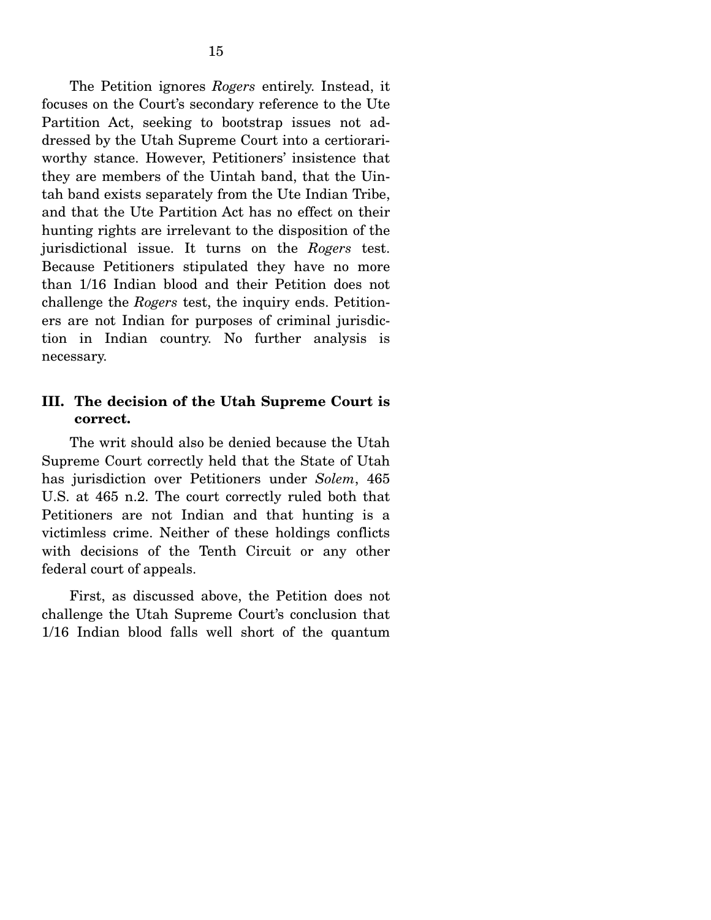The Petition ignores *Rogers* entirely. Instead, it focuses on the Court's secondary reference to the Ute Partition Act, seeking to bootstrap issues not addressed by the Utah Supreme Court into a certiorari-worthy stance. However, Petitioners' insistence that they are members of the Uintah band, that the Uintah band exists separately from the Ute Indian Tribe, and that the Ute Partition Act has no effect on their hunting rights are irrelevant to the disposition of the jurisdictional issue. It turns on the *Rogers* test. Because Petitioners stipulated they have no more than 1/16 Indian blood and their Petition does not challenge the *Rogers* test, the inquiry ends. Petitioners are not Indian for purposes of criminal jurisdiction in Indian country. No further analysis is necessary.

### III. The decision of the Utah Supreme Court is correct.

The writ should also be denied because the Utah Supreme Court correctly held that the State of Utah has jurisdiction over Petitioners under *Solem*, 465 U.S. at 465 n.2. The court correctly ruled both that Petitioners are not Indian and that hunting is a victimless crime. Neither of these holdings conflicts with decisions of the Tenth Circuit or any other federal court of appeals.

First, as discussed above, the Petition does not challenge the Utah Supreme Court's conclusion that 1/16 Indian blood falls well short of the quantum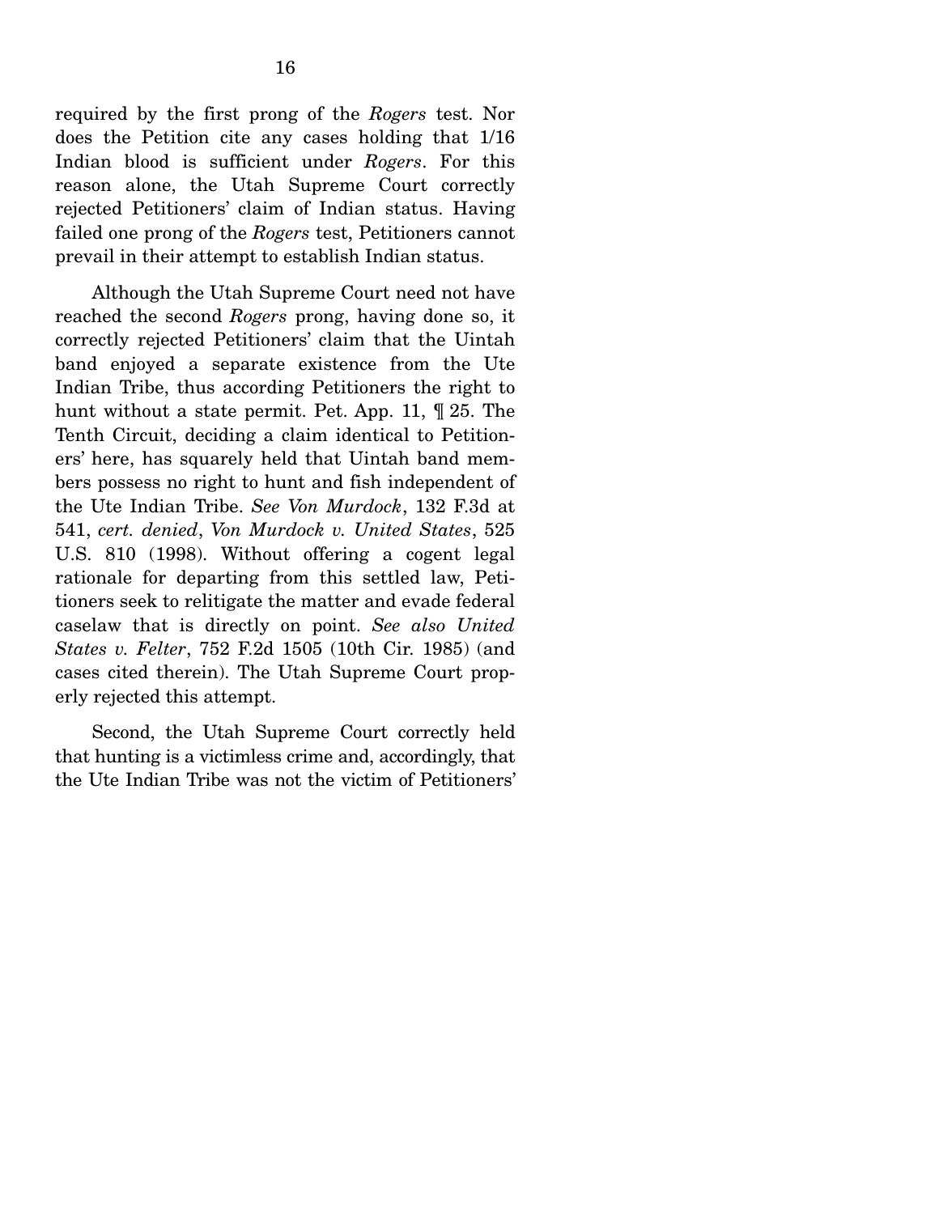required by the first prong of the *Rogers* test. Nor does the Petition cite any cases holding that 1/16 Indian blood is sufficient under *Rogers*. For this reason alone, the Utah Supreme Court correctly rejected Petitioners' claim of Indian status. Having failed one prong of the *Rogers* test, Petitioners cannot prevail in their attempt to establish Indian status.

Although the Utah Supreme Court need not have reached the second *Rogers* prong, having done so, it correctly rejected Petitioners' claim that the Uintah band enjoyed a separate existence from the Ute Indian Tribe, thus according Petitioners the right to hunt without a state permit. Pet. App. 11, ¶ 25. The Tenth Circuit, deciding a claim identical to Petitioners' here, has squarely held that Uintah band members possess no right to hunt and fish independent of the Ute Indian Tribe. *See Von Murdock*, 132 F.3d at 541, *cert. denied*, *Von Murdock v. United States*, 525 U.S. 810 (1998). Without offering a cogent legal rationale for departing from this settled law, Petitioners seek to relitigate the matter and evade federal caselaw that is directly on point. *See also United States v. Felter*, 752 F.2d 1505 (10th Cir. 1985) (and cases cited therein). The Utah Supreme Court properly rejected this attempt.

Second, the Utah Supreme Court correctly held that hunting is a victimless crime and, accordingly, that the Ute Indian Tribe was not the victim of Petitioners'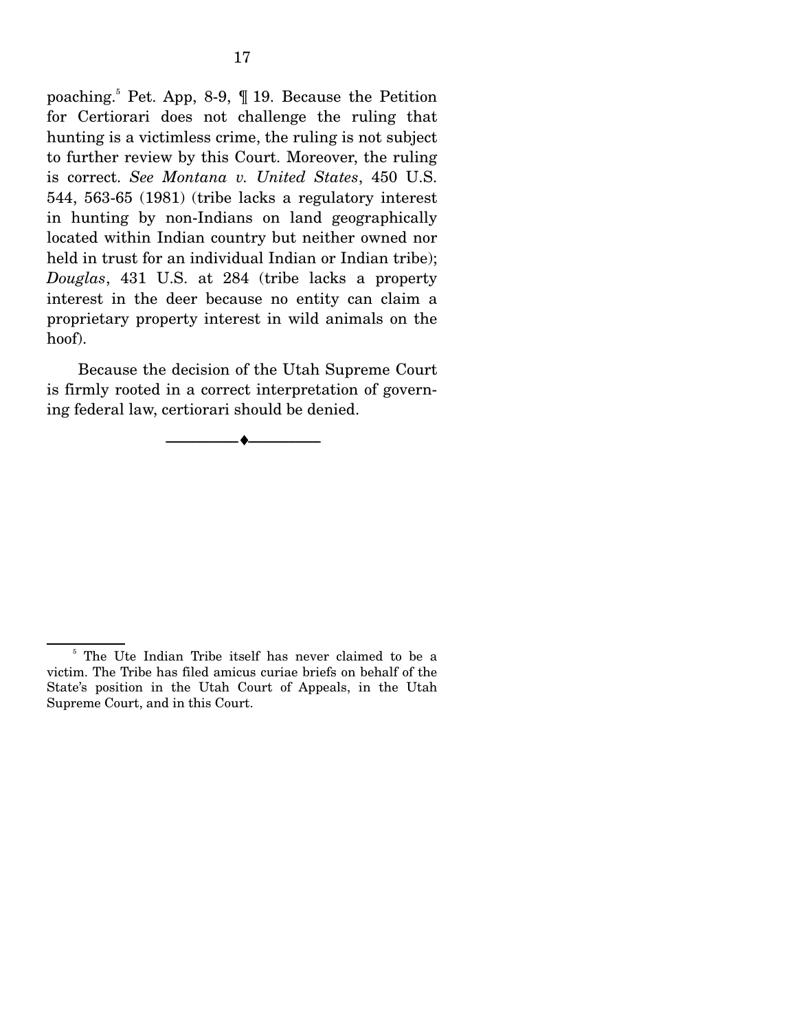poaching.[5] Pet. App, 8-9, ¶ 19. Because the Petition for Certiorari does not challenge the ruling that hunting is a victimless crime, the ruling is not subject to further review by this Court. Moreover, the ruling is correct. *See Montana v. United States*, 450 U.S. 544, 563-65 (1981) (tribe lacks a regulatory interest in hunting by non-Indians on land geographically located within Indian country but neither owned nor held in trust for an individual Indian or Indian tribe); *Douglas*, 431 U.S. at 284 (tribe lacks a property interest in the deer because no entity can claim a proprietary property interest in wild animals on the hoof).

Because the decision of the Utah Supreme Court is firmly rooted in a correct interpretation of governing federal law, certiorari should be denied.

---

[5] The Ute Indian Tribe itself has never claimed to be a victim. The Tribe has filed amicus curiae briefs on behalf of the State's position in the Utah Court of Appeals, in the Utah Supreme Court, and in this Court.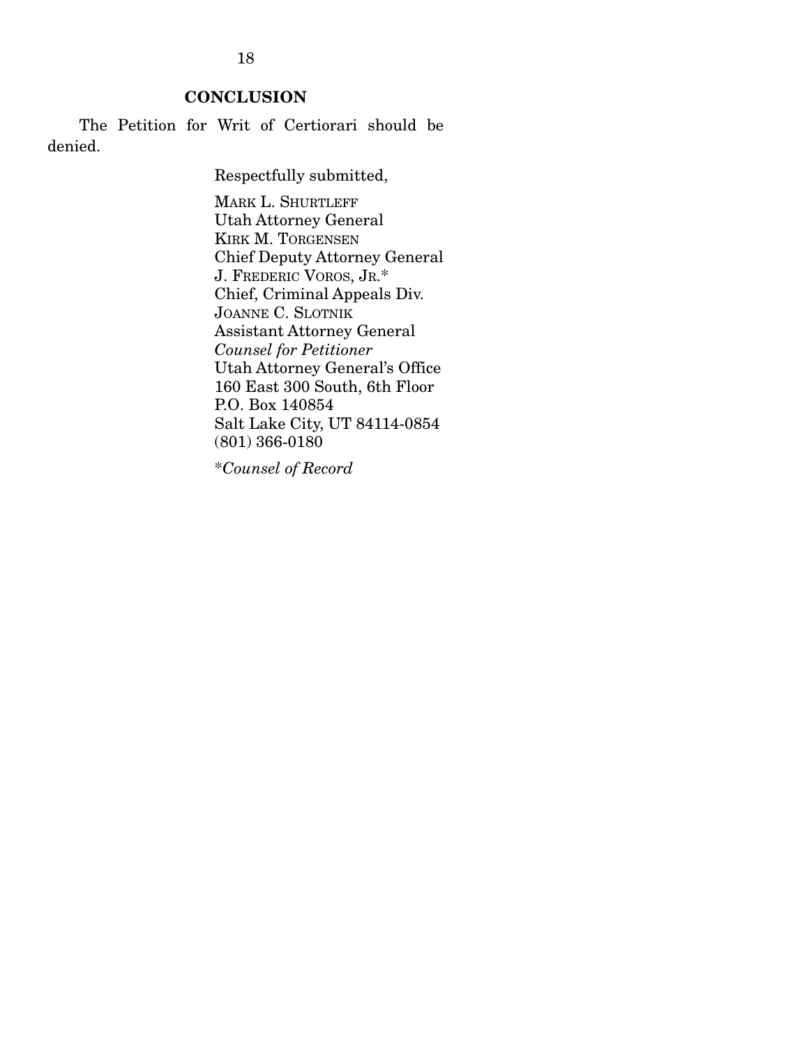## CONCLUSION

The Petition for Writ of Certiorari should be denied.

Respectfully submitted,

MARK L. SHURTLEFF
Utah Attorney General
KIRK M. TORGENSEN
Chief Deputy Attorney General
J. FREDERIC VOROS, JR.*
Chief, Criminal Appeals Div.
JOANNE C. SLOTNIK
Assistant Attorney General
*Counsel for Petitioner*
Utah Attorney General's Office
160 East 300 South, 6th Floor
P.O. Box 140854
Salt Lake City, UT 84114-0854
(801) 366-0180

**Counsel of Record*